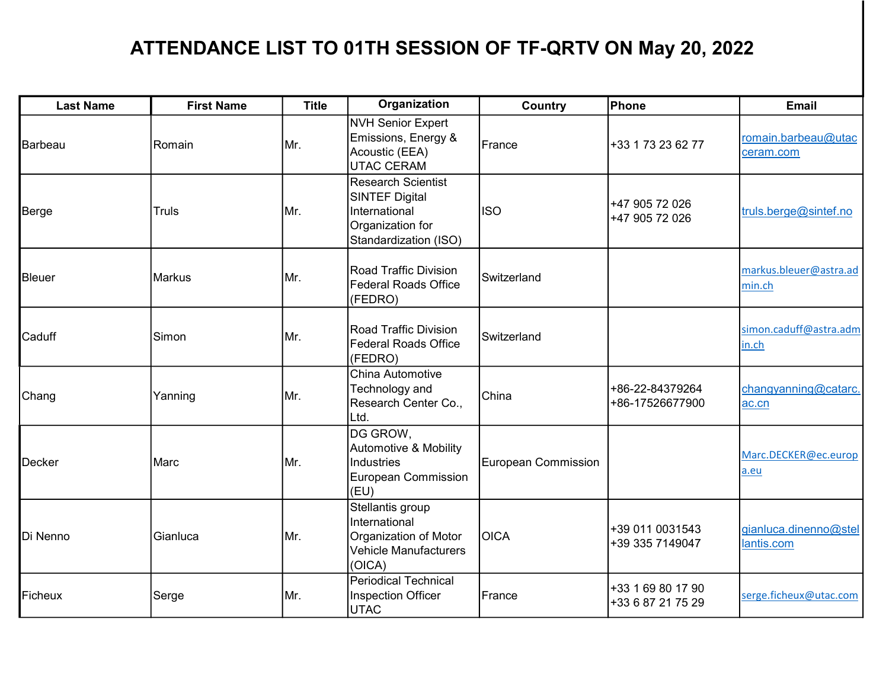# ATTENDANCE LIST TO 01TH SESSION OF TF-QRTV ON May 20, 2022

| Last Name | First Name | Title | Organization | Country | Phone | Email |
|---|---|---|---|---|---|---|
| Barbeau | Romain | Mr. | NVH Senior Expert Emissions, Energy & Acoustic (EEA) UTAC CERAM | France | +33 1 73 23 62 77 | romain.barbeau@utacceram.com |
| Berge | Truls | Mr. | Research Scientist SINTEF Digital International Organization for Standardization (ISO) | ISO | +47 905 72 026 +47 905 72 026 | truls.berge@sintef.no |
| Bleuer | Markus | Mr. | Road Traffic Division Federal Roads Office (FEDRO) | Switzerland | | markus.bleuer@astra.admin.ch |
| Caduff | Simon | Mr. | Road Traffic Division Federal Roads Office (FEDRO) | Switzerland | | simon.caduff@astra.admin.ch |
| Chang | Yanning | Mr. | China Automotive Technology and Research Center Co., Ltd. | China | +86-22-84379264 +86-17526677900 | changyanning@catarc.ac.cn |
| Decker | Marc | Mr. | DG GROW, Automotive & Mobility Industries European Commission (EU) | European Commission | | Marc.DECKER@ec.europa.eu |
| Di Nenno | Gianluca | Mr. | Stellantis group International Organization of Motor Vehicle Manufacturers (OICA) | OICA | +39 011 0031543 +39 335 7149047 | gianluca.dinenno@stellantis.com |
| Ficheux | Serge | Mr. | Periodical Technical Inspection Officer UTAC | France | +33 1 69 80 17 90 +33 6 87 21 75 29 | serge.ficheux@utac.com |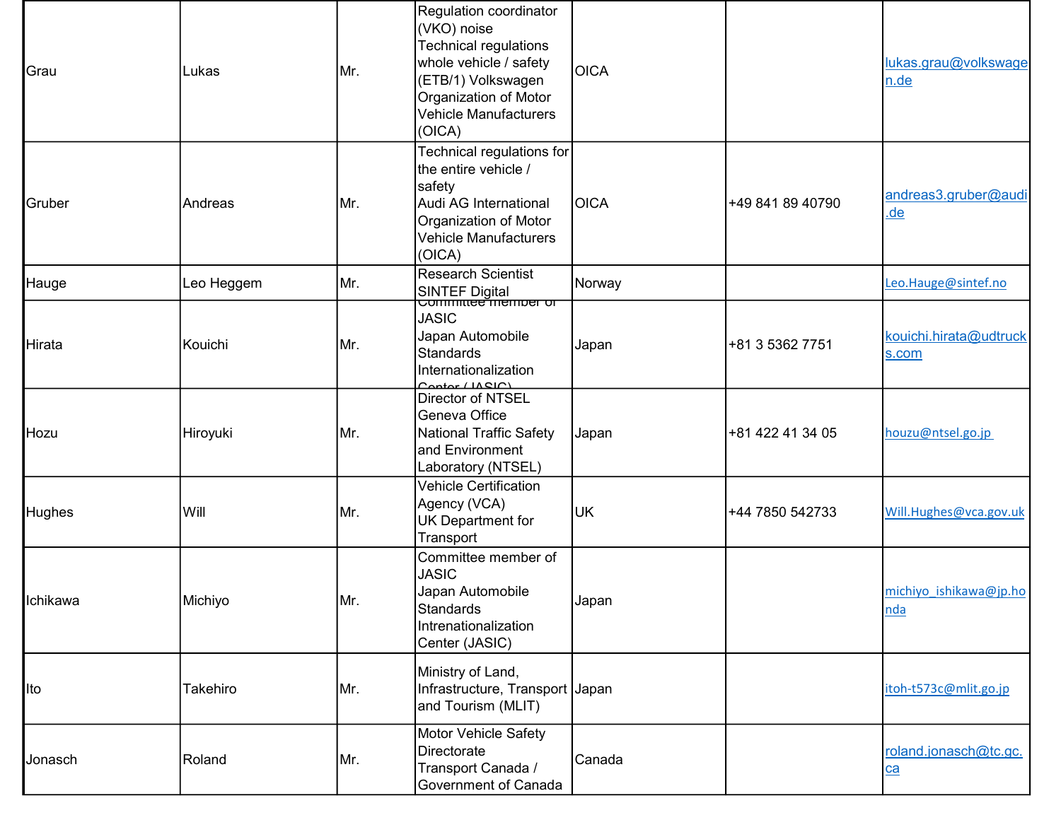| Grau | Lukas | Mr. | Regulation coordinator (VKO) noise Technical regulations whole vehicle / safety (ETB/1) Volkswagen Organization of Motor Vehicle Manufacturers (OICA) | OICA | | lukas.grau@volkswagen.de |
|---|---|---|---|---|---|---|
| Gruber | Andreas | Mr. | Technical regulations for the entire vehicle / safety Audi AG International Organization of Motor Vehicle Manufacturers (OICA) | OICA | +49 841 89 40790 | andreas3.gruber@audi.de |
| Hauge | Leo Heggem | Mr. | Research Scientist SINTEF Digital | Norway | | Leo.Hauge@sintef.no |
| Hirata | Kouichi | Mr. | Committee member of JASIC Japan Automobile Standards Internationalization Center (JASIC) | Japan | +81 3 5362 7751 | kouichi.hirata@udtrucks.com |
| Hozu | Hiroyuki | Mr. | Director of NTSEL Geneva Office National Traffic Safety and Environment Laboratory (NTSEL) | Japan | +81 422 41 34 05 | houzu@ntsel.go.jp |
| Hughes | Will | Mr. | Vehicle Certification Agency (VCA) UK Department for Transport | UK | +44 7850 542733 | Will.Hughes@vca.gov.uk |
| Ichikawa | Michiyo | Mr. | Committee member of JASIC Japan Automobile Standards Intrenationalization Center (JASIC) | Japan | | michiyo_ishikawa@jp.honda |
| Ito | Takehiro | Mr. | Ministry of Land, Infrastructure, Transport and Tourism (MLIT) | Japan | | itoh-t573c@mlit.go.jp |
| Jonasch | Roland | Mr. | Motor Vehicle Safety Directorate Transport Canada / Government of Canada | Canada | | roland.jonasch@tc.gc.ca |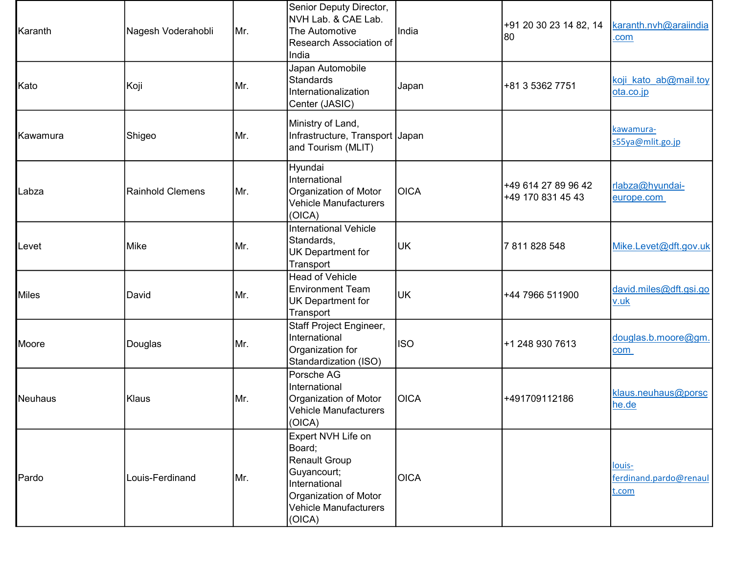| Karanth | Nagesh Voderahobli | Mr. | Senior Deputy Director, NVH Lab. & CAE Lab. The Automotive Research Association of India | India | +91 20 30 23 14 82, 14 80 | karanth.nvh@araiindia.com |
|---|---|---|---|---|---|---|
| Kato | Koji | Mr. | Japan Automobile Standards Internationalization Center (JASIC) | Japan | +81 3 5362 7751 | koji_kato_ab@mail.toyota.co.jp |
| Kawamura | Shigeo | Mr. | Ministry of Land, Infrastructure, Transport and Tourism (MLIT) | Japan | | kawamura-s55ya@mlit.go.jp |
| Labza | Rainhold Clemens | Mr. | Hyundai International Organization of Motor Vehicle Manufacturers (OICA) | OICA | +49 614 27 89 96 42 +49 170 831 45 43 | rlabza@hyundai-europe.com |
| Levet | Mike | Mr. | International Vehicle Standards, UK Department for Transport | UK | 7 811 828 548 | Mike.Levet@dft.gov.uk |
| Miles | David | Mr. | Head of Vehicle Environment Team UK Department for Transport | UK | +44 7966 511900 | david.miles@dft.gsi.gov.uk |
| Moore | Douglas | Mr. | Staff Project Engineer, International Organization for Standardization (ISO) | ISO | +1 248 930 7613 | douglas.b.moore@gm.com |
| Neuhaus | Klaus | Mr. | Porsche AG International Organization of Motor Vehicle Manufacturers (OICA) | OICA | +491709112186 | klaus.neuhaus@porsche.de |
| Pardo | Louis-Ferdinand | Mr. | Expert NVH Life on Board; Renault Group Guyancourt; International Organization of Motor Vehicle Manufacturers (OICA) | OICA | | louis-ferdinand.pardo@renault.com |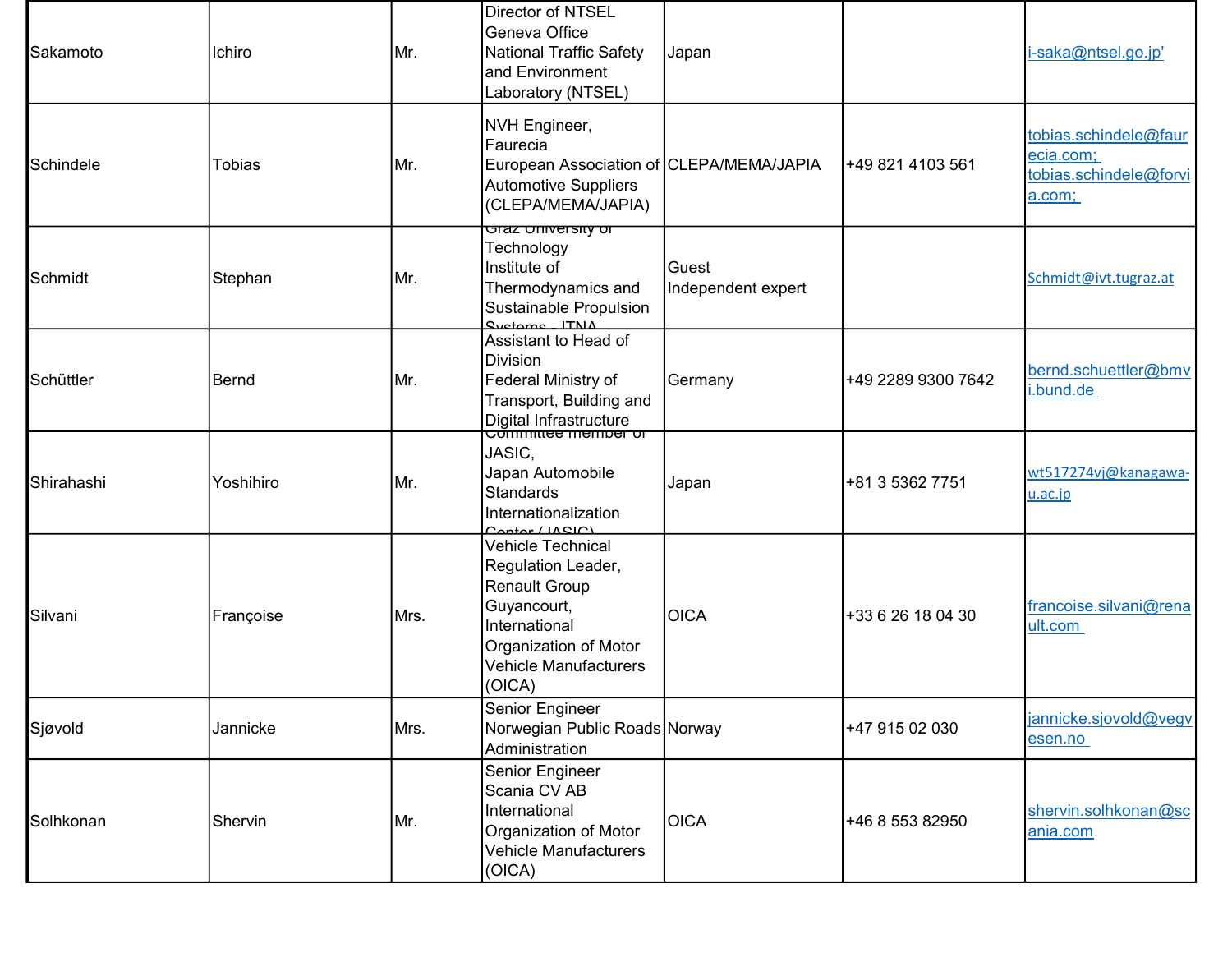| | | | | | | |
|---|---|---|---|---|---|---|
| Sakamoto | Ichiro | Mr. | Director of NTSEL Geneva Office National Traffic Safety and Environment Laboratory (NTSEL) | Japan | | i-saka@ntsel.go.jp' |
| Schindele | Tobias | Mr. | NVH Engineer, Faurecia European Association of Automotive Suppliers (CLEPA/MEMA/JAPIA) | CLEPA/MEMA/JAPIA | +49 821 4103 561 | tobias.schindele@faurecia.com; tobias.schindele@forvia.com; |
| Schmidt | Stephan | Mr. | Graz University of Technology Institute of Thermodynamics and Sustainable Propulsion Systems - ITNA | Guest Independent expert | | Schmidt@ivt.tugraz.at |
| Schüttler | Bernd | Mr. | Assistant to Head of Division Federal Ministry of Transport, Building and Digital Infrastructure | Germany | +49 2289 9300 7642 | bernd.schuettler@bmvi.bund.de |
| Shirahashi | Yoshihiro | Mr. | Committee member of JASIC, Japan Automobile Standards Internationalization Center (JASIC) | Japan | +81 3 5362 7751 | wt517274vj@kanagawa-u.ac.jp |
| Silvani | Françoise | Mrs. | Vehicle Technical Regulation Leader, Renault Group Guyancourt, International Organization of Motor Vehicle Manufacturers (OICA) | OICA | +33 6 26 18 04 30 | francoise.silvani@renault.com |
| Sjøvold | Jannicke | Mrs. | Senior Engineer Norwegian Public Roads Administration | Norway | +47 915 02 030 | jannicke.sjovold@vegvesen.no |
| Solhkonan | Shervin | Mr. | Senior Engineer Scania CV AB International Organization of Motor Vehicle Manufacturers (OICA) | OICA | +46 8 553 82950 | shervin.solhkonan@scania.com |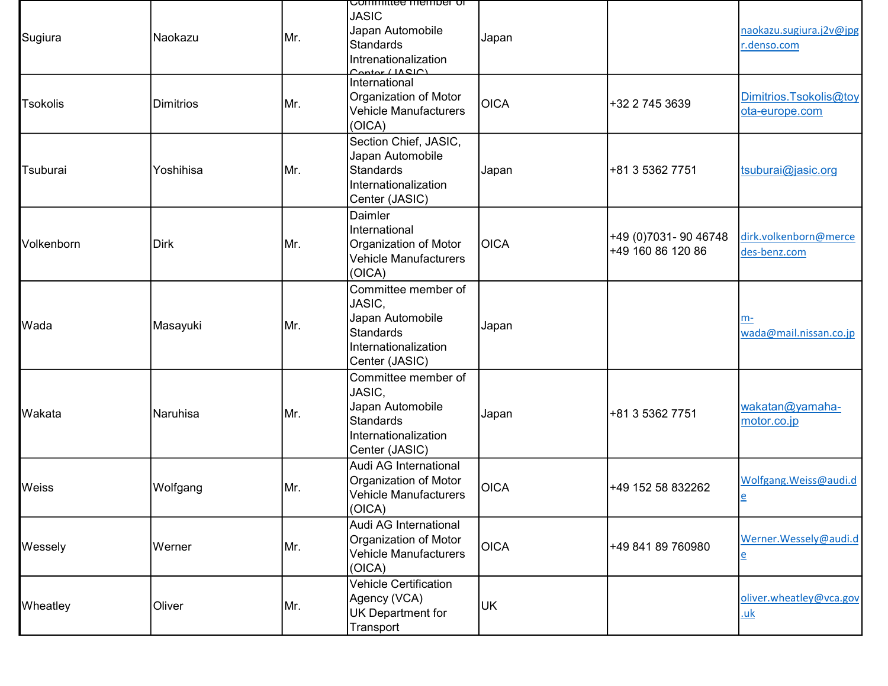| Sugiura | Naokazu | Mr. | Committee member of JASIC Japan Automobile Standards Intrenationalization Center (JASIC) | Japan | | naokazu.sugiura.j2v@jpgr.denso.com |
|---|---|---|---|---|---|---|
| Tsokolis | Dimitrios | Mr. | International Organization of Motor Vehicle Manufacturers (OICA) | OICA | +32 2 745 3639 | Dimitrios.Tsokolis@toyota-europe.com |
| Tsuburai | Yoshihisa | Mr. | Section Chief, JASIC, Japan Automobile Standards Internationalization Center (JASIC) | Japan | +81 3 5362 7751 | tsuburai@jasic.org |
| Volkenborn | Dirk | Mr. | Daimler International Organization of Motor Vehicle Manufacturers (OICA) | OICA | +49 (0)7031- 90 46748 +49 160 86 120 86 | dirk.volkenborn@mercedes-benz.com |
| Wada | Masayuki | Mr. | Committee member of JASIC, Japan Automobile Standards Internationalization Center (JASIC) | Japan | | m-wada@mail.nissan.co.jp |
| Wakata | Naruhisa | Mr. | Committee member of JASIC, Japan Automobile Standards Internationalization Center (JASIC) | Japan | +81 3 5362 7751 | wakatan@yamaha-motor.co.jp |
| Weiss | Wolfgang | Mr. | Audi AG International Organization of Motor Vehicle Manufacturers (OICA) | OICA | +49 152 58 832262 | Wolfgang.Weiss@audi.de |
| Wessely | Werner | Mr. | Audi AG International Organization of Motor Vehicle Manufacturers (OICA) | OICA | +49 841 89 760980 | Werner.Wessely@audi.de |
| Wheatley | Oliver | Mr. | Vehicle Certification Agency (VCA) UK Department for Transport | UK | | oliver.wheatley@vca.gov.uk |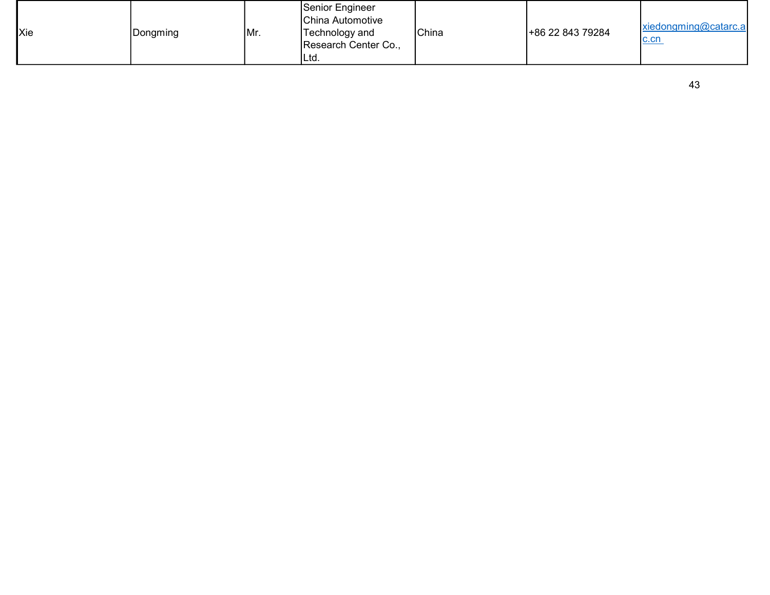| | | | | | | |
|---|---|---|---|---|---|---|
| Xie | Dongming | Mr. | Senior Engineer China Automotive Technology and Research Center Co., Ltd. | China | +86 22 843 79284 | xiedongming@catarc.ac.cn |